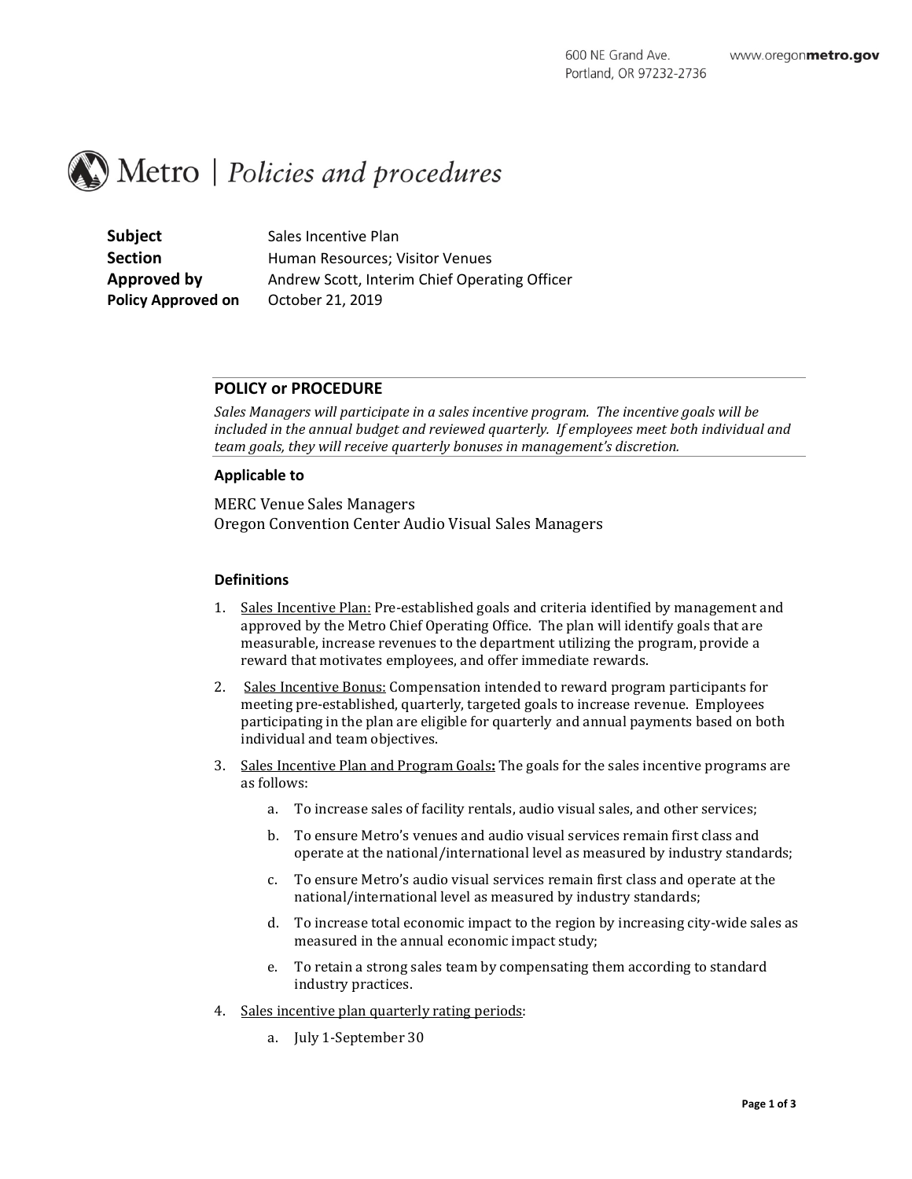600 NE Grand Ave.
Portland, OR 97232-2736

www.oregonmetro.gov

# Metro | *Policies and procedures*

**Subject** Sales Incentive Plan
**Section** Human Resources; Visitor Venues
**Approved by** Andrew Scott, Interim Chief Operating Officer
**Policy Approved on** October 21, 2019

## POLICY or PROCEDURE

*Sales Managers will participate in a sales incentive program. The incentive goals will be included in the annual budget and reviewed quarterly. If employees meet both individual and team goals, they will receive quarterly bonuses in management's discretion.*

### Applicable to

MERC Venue Sales Managers
Oregon Convention Center Audio Visual Sales Managers

### Definitions

1. Sales Incentive Plan: Pre-established goals and criteria identified by management and approved by the Metro Chief Operating Office. The plan will identify goals that are measurable, increase revenues to the department utilizing the program, provide a reward that motivates employees, and offer immediate rewards.
2. Sales Incentive Bonus: Compensation intended to reward program participants for meeting pre-established, quarterly, targeted goals to increase revenue. Employees participating in the plan are eligible for quarterly and annual payments based on both individual and team objectives.
3. Sales Incentive Plan and Program Goals**:** The goals for the sales incentive programs are as follows:
    a. To increase sales of facility rentals, audio visual sales, and other services;
    b. To ensure Metro's venues and audio visual services remain first class and operate at the national/international level as measured by industry standards;
    c. To ensure Metro's audio visual services remain first class and operate at the national/international level as measured by industry standards;
    d. To increase total economic impact to the region by increasing city-wide sales as measured in the annual economic impact study;
    e. To retain a strong sales team by compensating them according to standard industry practices.
4. Sales incentive plan quarterly rating periods:
    a. July 1-September 30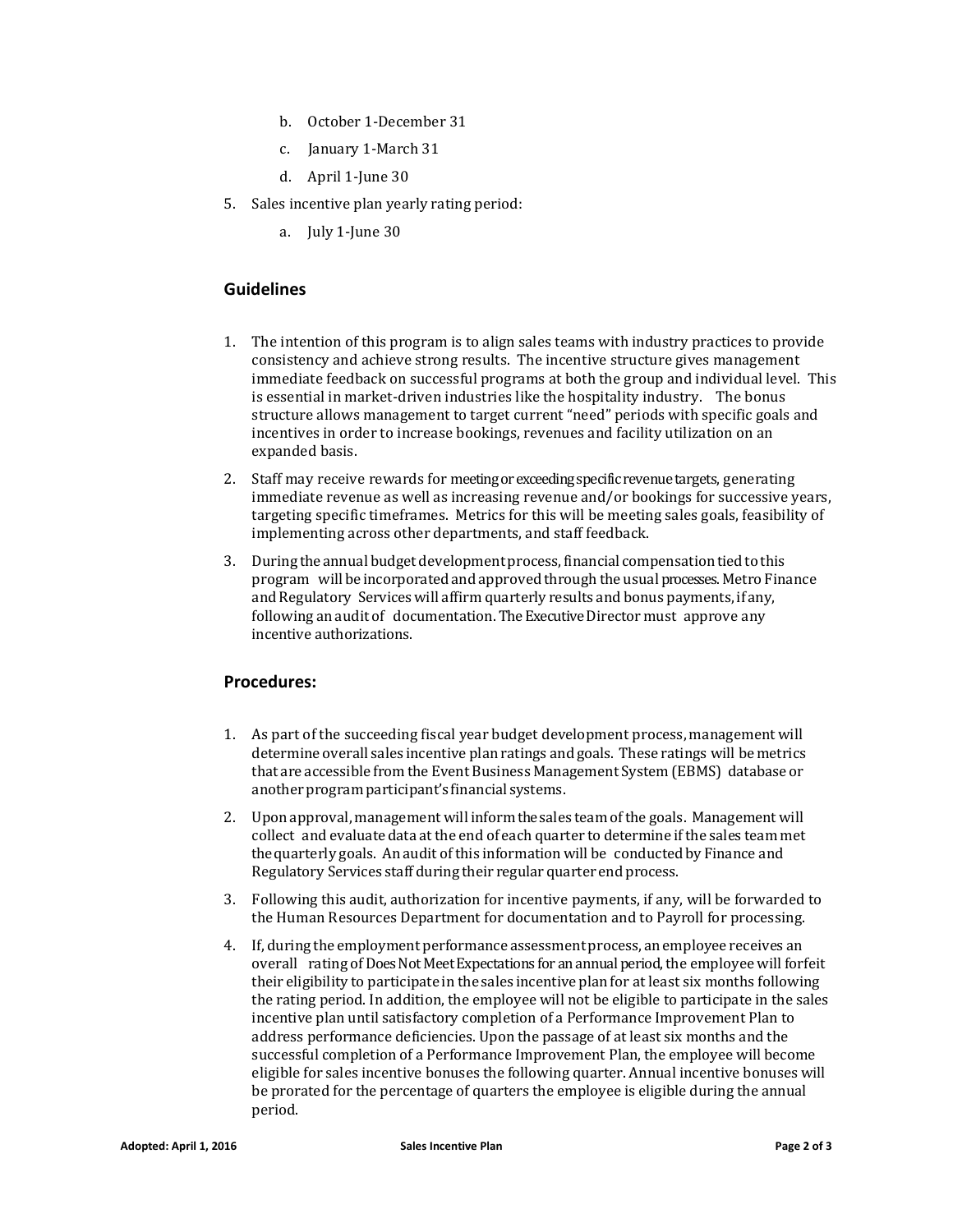b. October 1-December 31
   c. January 1-March 31
   d. April 1-June 30
5. Sales incentive plan yearly rating period:
   a. July 1-June 30

## Guidelines

1. The intention of this program is to align sales teams with industry practices to provide consistency and achieve strong results. The incentive structure gives management immediate feedback on successful programs at both the group and individual level. This is essential in market-driven industries like the hospitality industry. The bonus structure allows management to target current "need" periods with specific goals and incentives in order to increase bookings, revenues and facility utilization on an expanded basis.
2. Staff may receive rewards for meeting or exceeding specific revenue targets, generating immediate revenue as well as increasing revenue and/or bookings for successive years, targeting specific timeframes. Metrics for this will be meeting sales goals, feasibility of implementing across other departments, and staff feedback.
3. During the annual budget development process, financial compensation tied to this program will be incorporated and approved through the usual processes. Metro Finance and Regulatory Services will affirm quarterly results and bonus payments, if any, following an audit of documentation. The Executive Director must approve any incentive authorizations.

## Procedures:

1. As part of the succeeding fiscal year budget development process, management will determine overall sales incentive plan ratings and goals. These ratings will be metrics that are accessible from the Event Business Management System (EBMS) database or another program participant's financial systems.
2. Upon approval, management will inform the sales team of the goals. Management will collect and evaluate data at the end of each quarter to determine if the sales team met the quarterly goals. An audit of this information will be conducted by Finance and Regulatory Services staff during their regular quarter end process.
3. Following this audit, authorization for incentive payments, if any, will be forwarded to the Human Resources Department for documentation and to Payroll for processing.
4. If, during the employment performance assessment process, an employee receives an overall rating of Does Not Meet Expectations for an annual period, the employee will forfeit their eligibility to participate in the sales incentive plan for at least six months following the rating period. In addition, the employee will not be eligible to participate in the sales incentive plan until satisfactory completion of a Performance Improvement Plan to address performance deficiencies. Upon the passage of at least six months and the successful completion of a Performance Improvement Plan, the employee will become eligible for sales incentive bonuses the following quarter. Annual incentive bonuses will be prorated for the percentage of quarters the employee is eligible during the annual period.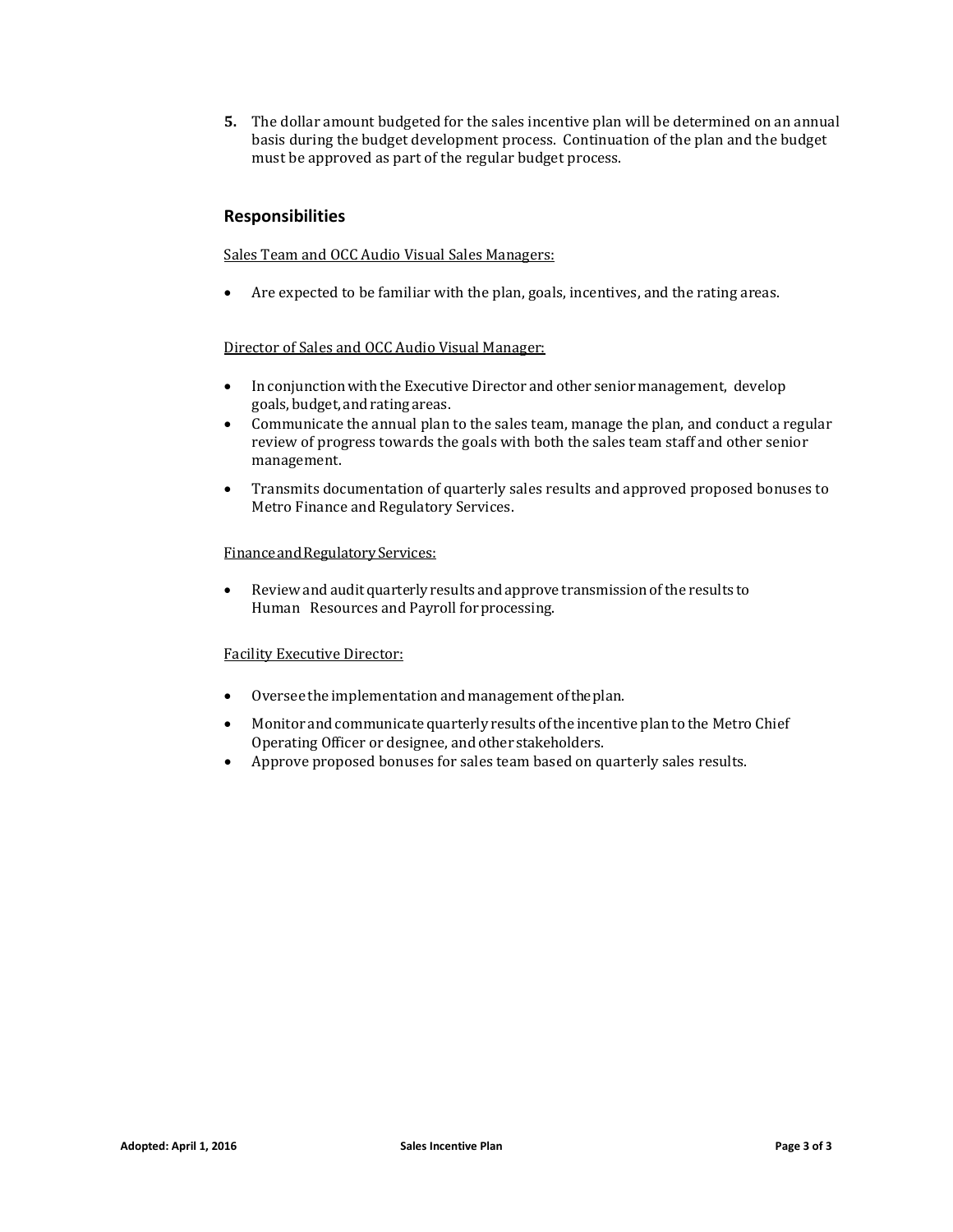5. The dollar amount budgeted for the sales incentive plan will be determined on an annual basis during the budget development process. Continuation of the plan and the budget must be approved as part of the regular budget process.

## Responsibilities

Sales Team and OCC Audio Visual Sales Managers:

- Are expected to be familiar with the plan, goals, incentives, and the rating areas.

Director of Sales and OCC Audio Visual Manager:

- In conjunction with the Executive Director and other senior management, develop goals, budget, and rating areas.
- Communicate the annual plan to the sales team, manage the plan, and conduct a regular review of progress towards the goals with both the sales team staff and other senior management.
- Transmits documentation of quarterly sales results and approved proposed bonuses to Metro Finance and Regulatory Services.

Finance and Regulatory Services:

- Review and audit quarterly results and approve transmission of the results to Human Resources and Payroll for processing.

Facility Executive Director:

- Oversee the implementation and management of the plan.
- Monitor and communicate quarterly results of the incentive plan to the Metro Chief Operating Officer or designee, and other stakeholders.
- Approve proposed bonuses for sales team based on quarterly sales results.